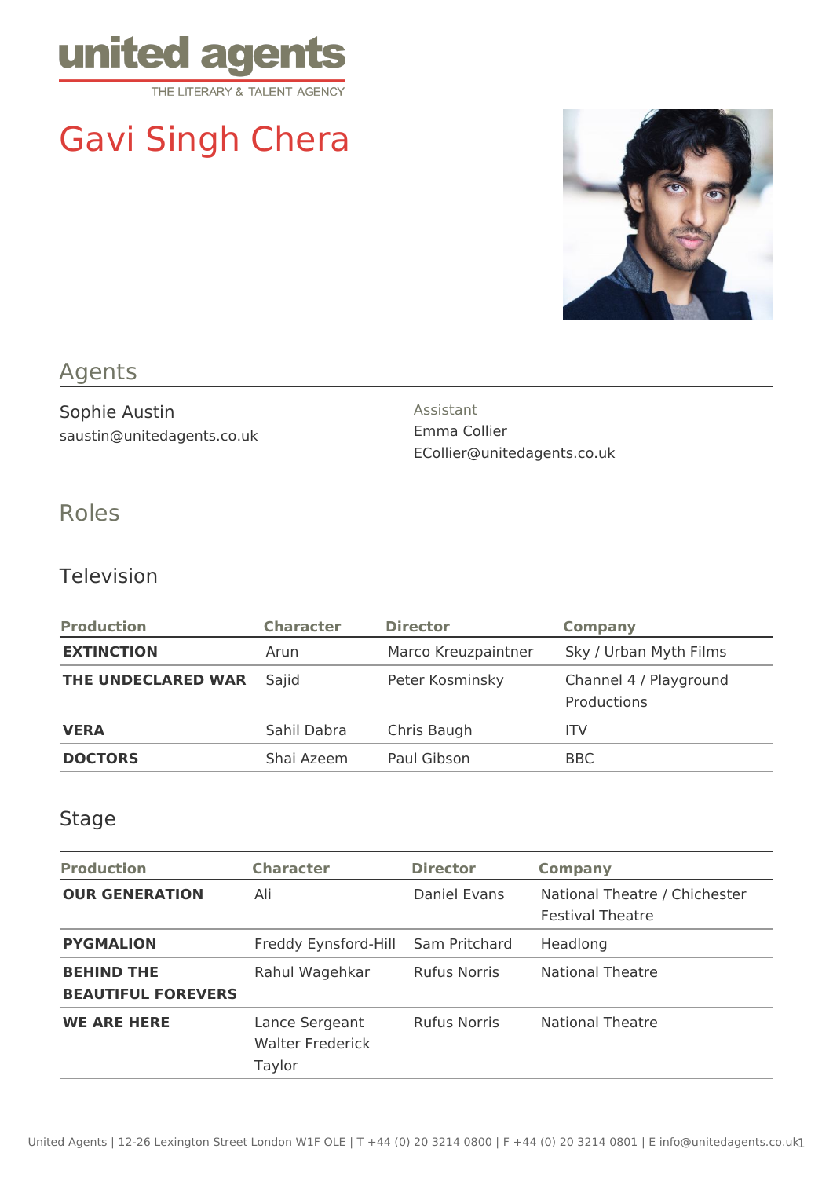united agents
THE LITERARY & TALENT AGENCY

# Gavi Singh Chera

## Agents

Sophie Austin
saustin@unitedagents.co.uk

Assistant
Emma Collier
ECollier@unitedagents.co.uk

## Roles

### Television

| Production | Character | Director | Company |
|---|---|---|---|
| **EXTINCTION** | Arun | Marco Kreuzpaintner | Sky / Urban Myth Films |
| **THE UNDECLARED WAR** | Sajid | Peter Kosminsky | Channel 4 / Playground Productions |
| **VERA** | Sahil Dabra | Chris Baugh | ITV |
| **DOCTORS** | Shai Azeem | Paul Gibson | BBC |

### Stage

| Production | Character | Director | Company |
|---|---|---|---|
| **OUR GENERATION** | Ali | Daniel Evans | National Theatre / Chichester Festival Theatre |
| **PYGMALION** | Freddy Eynsford-Hill | Sam Pritchard | Headlong |
| **BEHIND THE BEAUTIFUL FOREVERS** | Rahul Wagehkar | Rufus Norris | National Theatre |
| **WE ARE HERE** | Lance Sergeant Walter Frederick Taylor | Rufus Norris | National Theatre |

United Agents | 12-26 Lexington Street London W1F OLE | T +44 (0) 20 3214 0800 | F +44 (0) 20 3214 0801 | E info@unitedagents.co.uk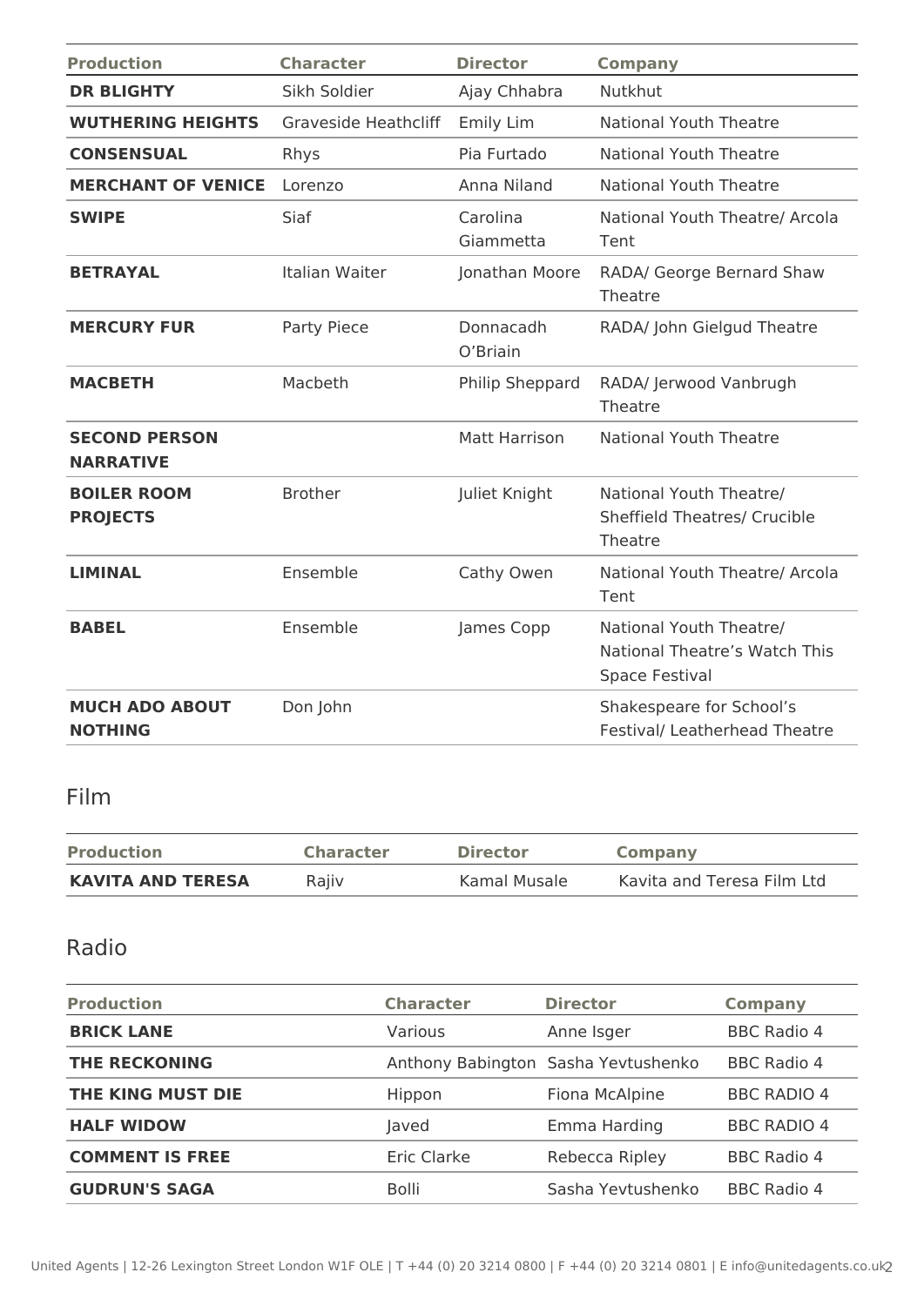| Production | Character | Director | Company |
|---|---|---|---|
| **DR BLIGHTY** | Sikh Soldier | Ajay Chhabra | Nutkhut |
| **WUTHERING HEIGHTS** | Graveside Heathcliff | Emily Lim | National Youth Theatre |
| **CONSENSUAL** | Rhys | Pia Furtado | National Youth Theatre |
| **MERCHANT OF VENICE** | Lorenzo | Anna Niland | National Youth Theatre |
| **SWIPE** | Siaf | Carolina Giammetta | National Youth Theatre/ Arcola Tent |
| **BETRAYAL** | Italian Waiter | Jonathan Moore | RADA/ George Bernard Shaw Theatre |
| **MERCURY FUR** | Party Piece | Donnacadh O'Briain | RADA/ John Gielgud Theatre |
| **MACBETH** | Macbeth | Philip Sheppard | RADA/ Jerwood Vanbrugh Theatre |
| **SECOND PERSON NARRATIVE** | | Matt Harrison | National Youth Theatre |
| **BOILER ROOM PROJECTS** | Brother | Juliet Knight | National Youth Theatre/ Sheffield Theatres/ Crucible Theatre |
| **LIMINAL** | Ensemble | Cathy Owen | National Youth Theatre/ Arcola Tent |
| **BABEL** | Ensemble | James Copp | National Youth Theatre/ National Theatre's Watch This Space Festival |
| **MUCH ADO ABOUT NOTHING** | Don John | | Shakespeare for School's Festival/ Leatherhead Theatre |

## Film

| Production | Character | Director | Company |
|---|---|---|---|
| **KAVITA AND TERESA** | Rajiv | Kamal Musale | Kavita and Teresa Film Ltd |

## Radio

| Production | Character | Director | Company |
|---|---|---|---|
| **BRICK LANE** | Various | Anne Isger | BBC Radio 4 |
| **THE RECKONING** | Anthony Babington | Sasha Yevtushenko | BBC Radio 4 |
| **THE KING MUST DIE** | Hippon | Fiona McAlpine | BBC RADIO 4 |
| **HALF WIDOW** | Javed | Emma Harding | BBC RADIO 4 |
| **COMMENT IS FREE** | Eric Clarke | Rebecca Ripley | BBC Radio 4 |
| **GUDRUN'S SAGA** | Bolli | Sasha Yevtushenko | BBC Radio 4 |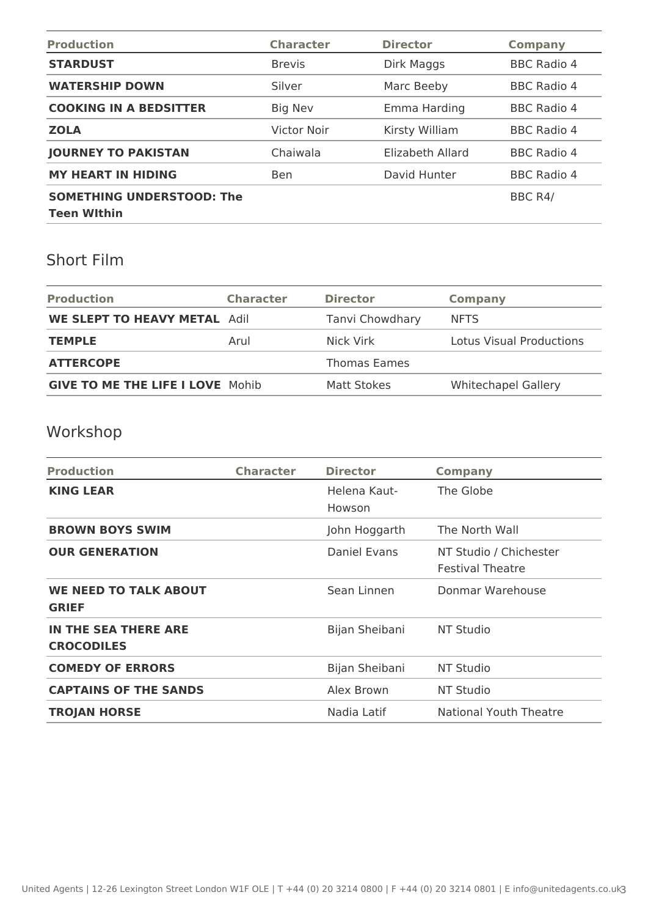| Production | Character | Director | Company |
|---|---|---|---|
| **STARDUST** | Brevis | Dirk Maggs | BBC Radio 4 |
| **WATERSHIP DOWN** | Silver | Marc Beeby | BBC Radio 4 |
| **COOKING IN A BEDSITTER** | Big Nev | Emma Harding | BBC Radio 4 |
| **ZOLA** | Victor Noir | Kirsty William | BBC Radio 4 |
| **JOURNEY TO PAKISTAN** | Chaiwala | Elizabeth Allard | BBC Radio 4 |
| **MY HEART IN HIDING** | Ben | David Hunter | BBC Radio 4 |
| **SOMETHING UNDERSTOOD: The Teen WIthin** | | | BBC R4/ |

## Short Film

| Production | Character | Director | Company |
|---|---|---|---|
| **WE SLEPT TO HEAVY METAL** | Adil | Tanvi Chowdhary | NFTS |
| **TEMPLE** | Arul | Nick Virk | Lotus Visual Productions |
| **ATTERCOPE** | | Thomas Eames | |
| **GIVE TO ME THE LIFE I LOVE** | Mohib | Matt Stokes | Whitechapel Gallery |

## Workshop

| Production | Character | Director | Company |
|---|---|---|---|
| **KING LEAR** | | Helena Kaut-Howson | The Globe |
| **BROWN BOYS SWIM** | | John Hoggarth | The North Wall |
| **OUR GENERATION** | | Daniel Evans | NT Studio / Chichester Festival Theatre |
| **WE NEED TO TALK ABOUT GRIEF** | | Sean Linnen | Donmar Warehouse |
| **IN THE SEA THERE ARE CROCODILES** | | Bijan Sheibani | NT Studio |
| **COMEDY OF ERRORS** | | Bijan Sheibani | NT Studio |
| **CAPTAINS OF THE SANDS** | | Alex Brown | NT Studio |
| **TROJAN HORSE** | | Nadia Latif | National Youth Theatre |